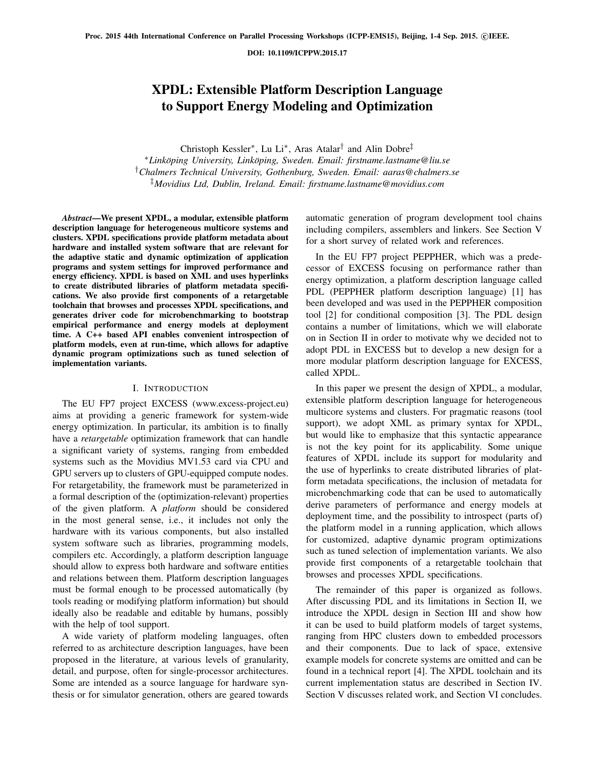Proc. 2015 44th International Conference on Parallel Processing Workshops (ICPP-EMS15), Beijing, 1-4 Sep. 2015. ©IEEE.

DOI: 10.1109/ICPPW.2015.17

# XPDL: Extensible Platform Description Language to Support Energy Modeling and Optimization

Christoph Kessler*, Lu Li*, Aras Atalar† and Alin Dobre‡

*Linköping University, Linköping, Sweden. Email: firstname.lastname@liu.se

†Chalmers Technical University, Gothenburg, Sweden. Email: aaras@chalmers.se

‡Movidius Ltd, Dublin, Ireland. Email: firstname.lastname@movidius.com

***Abstract*—We present XPDL, a modular, extensible platform description language for heterogeneous multicore systems and clusters. XPDL specifications provide platform metadata about hardware and installed system software that are relevant for the adaptive static and dynamic optimization of application programs and system settings for improved performance and energy efficiency. XPDL is based on XML and uses hyperlinks to create distributed libraries of platform metadata specifications. We also provide first components of a retargetable toolchain that browses and processes XPDL specifications, and generates driver code for microbenchmarking to bootstrap empirical performance and energy models at deployment time. A C++ based API enables convenient introspection of platform models, even at run-time, which allows for adaptive dynamic program optimizations such as tuned selection of implementation variants.**

## I. Introduction

The EU FP7 project EXCESS (www.excess-project.eu) aims at providing a generic framework for system-wide energy optimization. In particular, its ambition is to finally have a *retargetable* optimization framework that can handle a significant variety of systems, ranging from embedded systems such as the Movidius MV1.53 card via CPU and GPU servers up to clusters of GPU-equipped compute nodes. For retargetability, the framework must be parameterized in a formal description of the (optimization-relevant) properties of the given platform. A *platform* should be considered in the most general sense, i.e., it includes not only the hardware with its various components, but also installed system software such as libraries, programming models, compilers etc. Accordingly, a platform description language should allow to express both hardware and software entities and relations between them. Platform description languages must be formal enough to be processed automatically (by tools reading or modifying platform information) but should ideally also be readable and editable by humans, possibly with the help of tool support.

A wide variety of platform modeling languages, often referred to as architecture description languages, have been proposed in the literature, at various levels of granularity, detail, and purpose, often for single-processor architectures. Some are intended as a source language for hardware synthesis or for simulator generation, others are geared towards automatic generation of program development tool chains including compilers, assemblers and linkers. See Section V for a short survey of related work and references.

In the EU FP7 project PEPPHER, which was a predecessor of EXCESS focusing on performance rather than energy optimization, a platform description language called PDL (PEPPHER platform description language) [1] has been developed and was used in the PEPPHER composition tool [2] for conditional composition [3]. The PDL design contains a number of limitations, which we will elaborate on in Section II in order to motivate why we decided not to adopt PDL in EXCESS but to develop a new design for a more modular platform description language for EXCESS, called XPDL.

In this paper we present the design of XPDL, a modular, extensible platform description language for heterogeneous multicore systems and clusters. For pragmatic reasons (tool support), we adopt XML as primary syntax for XPDL, but would like to emphasize that this syntactic appearance is not the key point for its applicability. Some unique features of XPDL include its support for modularity and the use of hyperlinks to create distributed libraries of platform metadata specifications, the inclusion of metadata for microbenchmarking code that can be used to automatically derive parameters of performance and energy models at deployment time, and the possibility to introspect (parts of) the platform model in a running application, which allows for customized, adaptive dynamic program optimizations such as tuned selection of implementation variants. We also provide first components of a retargetable toolchain that browses and processes XPDL specifications.

The remainder of this paper is organized as follows. After discussing PDL and its limitations in Section II, we introduce the XPDL design in Section III and show how it can be used to build platform models of target systems, ranging from HPC clusters down to embedded processors and their components. Due to lack of space, extensive example models for concrete systems are omitted and can be found in a technical report [4]. The XPDL toolchain and its current implementation status are described in Section IV. Section V discusses related work, and Section VI concludes.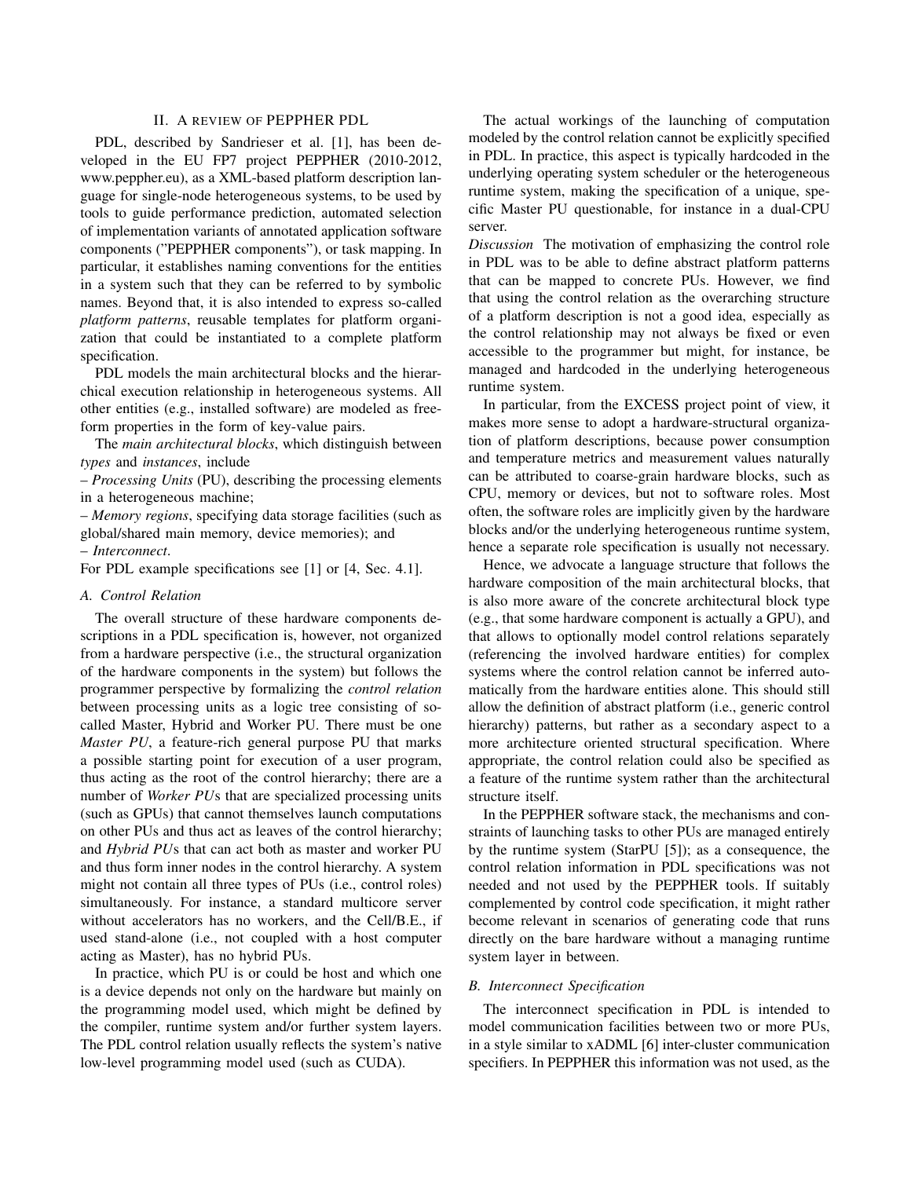## II. A REVIEW OF PEPPHER PDL

PDL, described by Sandrieser et al. [1], has been developed in the EU FP7 project PEPPHER (2010-2012, www.peppher.eu), as a XML-based platform description language for single-node heterogeneous systems, to be used by tools to guide performance prediction, automated selection of implementation variants of annotated application software components ("PEPPHER components"), or task mapping. In particular, it establishes naming conventions for the entities in a system such that they can be referred to by symbolic names. Beyond that, it is also intended to express so-called *platform patterns*, reusable templates for platform organization that could be instantiated to a complete platform specification.

PDL models the main architectural blocks and the hierarchical execution relationship in heterogeneous systems. All other entities (e.g., installed software) are modeled as free-form properties in the form of key-value pairs.

The *main architectural blocks*, which distinguish between *types* and *instances*, include

– *Processing Units* (PU), describing the processing elements in a heterogeneous machine;
– *Memory regions*, specifying data storage facilities (such as global/shared main memory, device memories); and
– *Interconnect*.

For PDL example specifications see [1] or [4, Sec. 4.1].

### A. Control Relation

The overall structure of these hardware components descriptions in a PDL specification is, however, not organized from a hardware perspective (i.e., the structural organization of the hardware components in the system) but follows the programmer perspective by formalizing the *control relation* between processing units as a logic tree consisting of so-called Master, Hybrid and Worker PU. There must be one *Master PU*, a feature-rich general purpose PU that marks a possible starting point for execution of a user program, thus acting as the root of the control hierarchy; there are a number of *Worker PU*s that are specialized processing units (such as GPUs) that cannot themselves launch computations on other PUs and thus act as leaves of the control hierarchy; and *Hybrid PU*s that can act both as master and worker PU and thus form inner nodes in the control hierarchy. A system might not contain all three types of PUs (i.e., control roles) simultaneously. For instance, a standard multicore server without accelerators has no workers, and the Cell/B.E., if used stand-alone (i.e., not coupled with a host computer acting as Master), has no hybrid PUs.

In practice, which PU is or could be host and which one is a device depends not only on the hardware but mainly on the programming model used, which might be defined by the compiler, runtime system and/or further system layers. The PDL control relation usually reflects the system's native low-level programming model used (such as CUDA).

The actual workings of the launching of computation modeled by the control relation cannot be explicitly specified in PDL. In practice, this aspect is typically hardcoded in the underlying operating system scheduler or the heterogeneous runtime system, making the specification of a unique, specific Master PU questionable, for instance in a dual-CPU server.

*Discussion* The motivation of emphasizing the control role in PDL was to be able to define abstract platform patterns that can be mapped to concrete PUs. However, we find that using the control relation as the overarching structure of a platform description is not a good idea, especially as the control relationship may not always be fixed or even accessible to the programmer but might, for instance, be managed and hardcoded in the underlying heterogeneous runtime system.

In particular, from the EXCESS project point of view, it makes more sense to adopt a hardware-structural organization of platform descriptions, because power consumption and temperature metrics and measurement values naturally can be attributed to coarse-grain hardware blocks, such as CPU, memory or devices, but not to software roles. Most often, the software roles are implicitly given by the hardware blocks and/or the underlying heterogeneous runtime system, hence a separate role specification is usually not necessary.

Hence, we advocate a language structure that follows the hardware composition of the main architectural blocks, that is also more aware of the concrete architectural block type (e.g., that some hardware component is actually a GPU), and that allows to optionally model control relations separately (referencing the involved hardware entities) for complex systems where the control relation cannot be inferred automatically from the hardware entities alone. This should still allow the definition of abstract platform (i.e., generic control hierarchy) patterns, but rather as a secondary aspect to a more architecture oriented structural specification. Where appropriate, the control relation could also be specified as a feature of the runtime system rather than the architectural structure itself.

In the PEPPHER software stack, the mechanisms and constraints of launching tasks to other PUs are managed entirely by the runtime system (StarPU [5]); as a consequence, the control relation information in PDL specifications was not needed and not used by the PEPPHER tools. If suitably complemented by control code specification, it might rather become relevant in scenarios of generating code that runs directly on the bare hardware without a managing runtime system layer in between.

### B. Interconnect Specification

The interconnect specification in PDL is intended to model communication facilities between two or more PUs, in a style similar to xADML [6] inter-cluster communication specifiers. In PEPPHER this information was not used, as the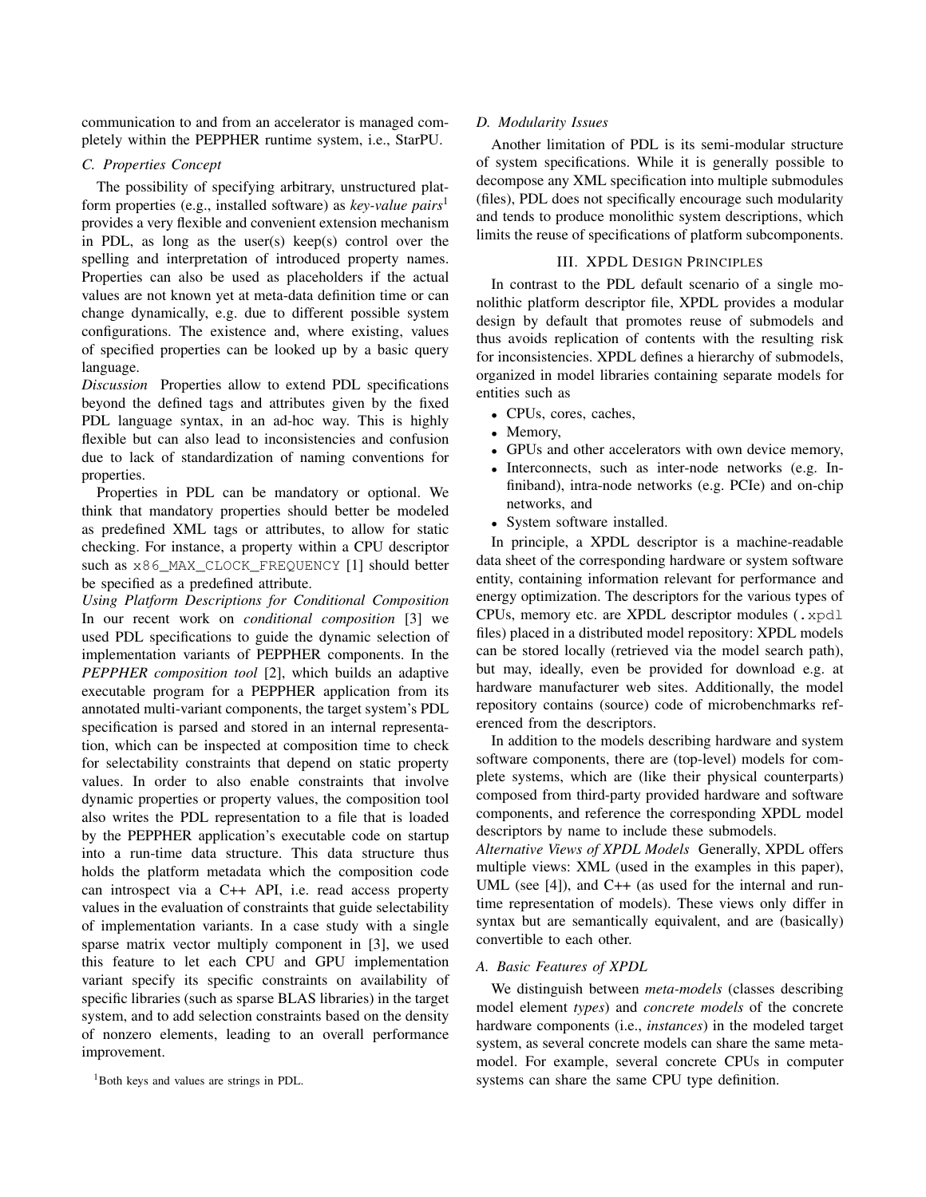communication to and from an accelerator is managed completely within the PEPPHER runtime system, i.e., StarPU.

### C. Properties Concept

The possibility of specifying arbitrary, unstructured platform properties (e.g., installed software) as *key-value pairs*[1] provides a very flexible and convenient extension mechanism in PDL, as long as the user(s) keep(s) control over the spelling and interpretation of introduced property names. Properties can also be used as placeholders if the actual values are not known yet at meta-data definition time or can change dynamically, e.g. due to different possible system configurations. The existence and, where existing, values of specified properties can be looked up by a basic query language.

*Discussion* Properties allow to extend PDL specifications beyond the defined tags and attributes given by the fixed PDL language syntax, in an ad-hoc way. This is highly flexible but can also lead to inconsistencies and confusion due to lack of standardization of naming conventions for properties.

Properties in PDL can be mandatory or optional. We think that mandatory properties should better be modeled as predefined XML tags or attributes, to allow for static checking. For instance, a property within a CPU descriptor such as `x86_MAX_CLOCK_FREQUENCY` [1] should better be specified as a predefined attribute.

*Using Platform Descriptions for Conditional Composition* In our recent work on *conditional composition* [3] we used PDL specifications to guide the dynamic selection of implementation variants of PEPPHER components. In the *PEPPHER composition tool* [2], which builds an adaptive executable program for a PEPPHER application from its annotated multi-variant components, the target system's PDL specification is parsed and stored in an internal representation, which can be inspected at composition time to check for selectability constraints that depend on static property values. In order to also enable constraints that involve dynamic properties or property values, the composition tool also writes the PDL representation to a file that is loaded by the PEPPHER application's executable code on startup into a run-time data structure. This data structure thus holds the platform metadata which the composition code can introspect via a C++ API, i.e. read access property values in the evaluation of constraints that guide selectability of implementation variants. In a case study with a single sparse matrix vector multiply component in [3], we used this feature to let each CPU and GPU implementation variant specify its specific constraints on availability of specific libraries (such as sparse BLAS libraries) in the target system, and to add selection constraints based on the density of nonzero elements, leading to an overall performance improvement.

[1] Both keys and values are strings in PDL.

### D. Modularity Issues

Another limitation of PDL is its semi-modular structure of system specifications. While it is generally possible to decompose any XML specification into multiple submodules (files), PDL does not specifically encourage such modularity and tends to produce monolithic system descriptions, which limits the reuse of specifications of platform subcomponents.

## III. XPDL Design Principles

In contrast to the PDL default scenario of a single monolithic platform descriptor file, XPDL provides a modular design by default that promotes reuse of submodels and thus avoids replication of contents with the resulting risk for inconsistencies. XPDL defines a hierarchy of submodels, organized in model libraries containing separate models for entities such as

- CPUs, cores, caches,
- Memory,
- GPUs and other accelerators with own device memory,
- Interconnects, such as inter-node networks (e.g. Infiniband), intra-node networks (e.g. PCIe) and on-chip networks, and
- System software installed.

In principle, a XPDL descriptor is a machine-readable data sheet of the corresponding hardware or system software entity, containing information relevant for performance and energy optimization. The descriptors for the various types of CPUs, memory etc. are XPDL descriptor modules (`.xpdl` files) placed in a distributed model repository: XPDL models can be stored locally (retrieved via the model search path), but may, ideally, even be provided for download e.g. at hardware manufacturer web sites. Additionally, the model repository contains (source) code of microbenchmarks referenced from the descriptors.

In addition to the models describing hardware and system software components, there are (top-level) models for complete systems, which are (like their physical counterparts) composed from third-party provided hardware and software components, and reference the corresponding XPDL model descriptors by name to include these submodels.

*Alternative Views of XPDL Models* Generally, XPDL offers multiple views: XML (used in the examples in this paper), UML (see [4]), and C++ (as used for the internal and runtime representation of models). These views only differ in syntax but are semantically equivalent, and are (basically) convertible to each other.

### A. Basic Features of XPDL

We distinguish between *meta-models* (classes describing model element *types*) and *concrete models* of the concrete hardware components (i.e., *instances*) in the modeled target system, as several concrete models can share the same meta-model. For example, several concrete CPUs in computer systems can share the same CPU type definition.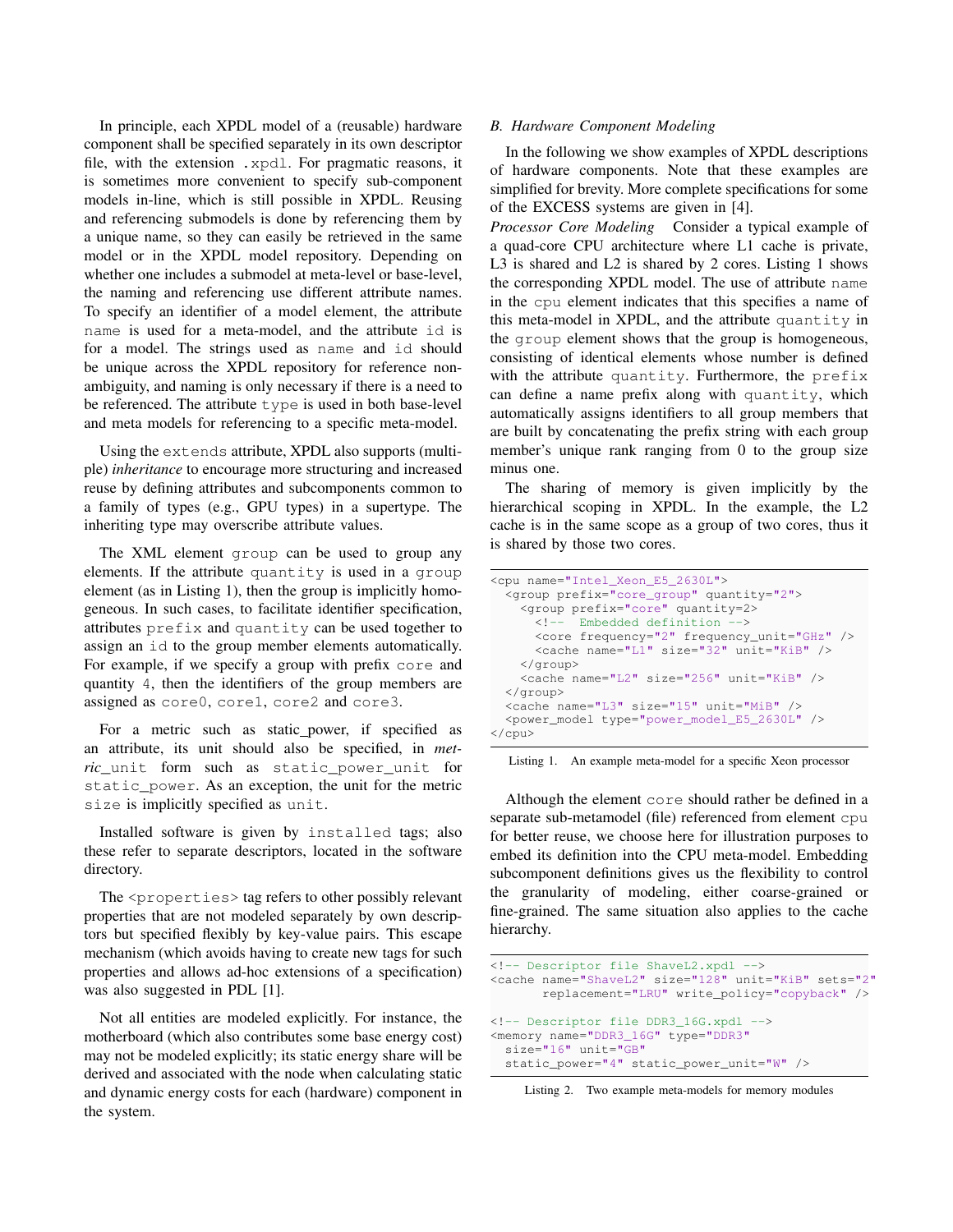In principle, each XPDL model of a (reusable) hardware component shall be specified separately in its own descriptor file, with the extension `.xpdl`. For pragmatic reasons, it is sometimes more convenient to specify sub-component models in-line, which is still possible in XPDL. Reusing and referencing submodels is done by referencing them by a unique name, so they can easily be retrieved in the same model or in the XPDL model repository. Depending on whether one includes a submodel at meta-level or base-level, the naming and referencing use different attribute names. To specify an identifier of a model element, the attribute `name` is used for a meta-model, and the attribute `id` is for a model. The strings used as `name` and `id` should be unique across the XPDL repository for reference non-ambiguity, and naming is only necessary if there is a need to be referenced. The attribute `type` is used in both base-level and meta models for referencing to a specific meta-model.

Using the `extends` attribute, XPDL also supports (multiple) *inheritance* to encourage more structuring and increased reuse by defining attributes and subcomponents common to a family of types (e.g., GPU types) in a supertype. The inheriting type may overscribe attribute values.

The XML element `group` can be used to group any elements. If the attribute `quantity` is used in a `group` element (as in Listing 1), then the group is implicitly homogeneous. In such cases, to facilitate identifier specification, attributes `prefix` and `quantity` can be used together to assign an `id` to the group member elements automatically. For example, if we specify a group with prefix `core` and quantity `4`, then the identifiers of the group members are assigned as `core0`, `core1`, `core2` and `core3`.

For a metric such as static_power, if specified as an attribute, its unit should also be specified, in *metric*`_unit` form such as `static_power_unit` for `static_power`. As an exception, the unit for the metric `size` is implicitly specified as `unit`.

Installed software is given by `installed` tags; also these refer to separate descriptors, located in the software directory.

The `<properties>` tag refers to other possibly relevant properties that are not modeled separately by own descriptors but specified flexibly by key-value pairs. This escape mechanism (which avoids having to create new tags for such properties and allows ad-hoc extensions of a specification) was also suggested in PDL [1].

Not all entities are modeled explicitly. For instance, the motherboard (which also contributes some base energy cost) may not be modeled explicitly; its static energy share will be derived and associated with the node when calculating static and dynamic energy costs for each (hardware) component in the system.

### B. Hardware Component Modeling

In the following we show examples of XPDL descriptions of hardware components. Note that these examples are simplified for brevity. More complete specifications for some of the EXCESS systems are given in [4].

*Processor Core Modeling* Consider a typical example of a quad-core CPU architecture where L1 cache is private, L3 is shared and L2 is shared by 2 cores. Listing 1 shows the corresponding XPDL model. The use of attribute `name` in the `cpu` element indicates that this specifies a name of this meta-model in XPDL, and the attribute `quantity` in the `group` element shows that the group is homogeneous, consisting of identical elements whose number is defined with the attribute `quantity`. Furthermore, the `prefix` can define a name prefix along with `quantity`, which automatically assigns identifiers to all group members that are built by concatenating the prefix string with each group member's unique rank ranging from 0 to the group size minus one.

The sharing of memory is given implicitly by the hierarchical scoping in XPDL. In the example, the L2 cache is in the same scope as a group of two cores, thus it is shared by those two cores.

```
<cpu name="Intel_Xeon_E5_2630L">
  <group prefix="core_group" quantity="2">
    <group prefix="core" quantity=2>
      <!--  Embedded definition -->
      <core frequency="2" frequency_unit="GHz" />
      <cache name="L1" size="32" unit="KiB" />
    </group>
    <cache name="L2" size="256" unit="KiB" />
  </group>
  <cache name="L3" size="15" unit="MiB" />
  <power_model type="power_model_E5_2630L" />
</cpu>
```

Listing 1. An example meta-model for a specific Xeon processor

Although the element `core` should rather be defined in a separate sub-metamodel (file) referenced from element `cpu` for better reuse, we choose here for illustration purposes to embed its definition into the CPU meta-model. Embedding subcomponent definitions gives us the flexibility to control the granularity of modeling, either coarse-grained or fine-grained. The same situation also applies to the cache hierarchy.

```
<!-- Descriptor file ShaveL2.xpdl -->
<cache name="ShaveL2" size="128" unit="KiB" sets="2"
       replacement="LRU" write_policy="copyback" />

<!-- Descriptor file DDR3_16G.xpdl -->
<memory name="DDR3_16G" type="DDR3"
  size="16" unit="GB"
  static_power="4" static_power_unit="W" />
```

Listing 2. Two example meta-models for memory modules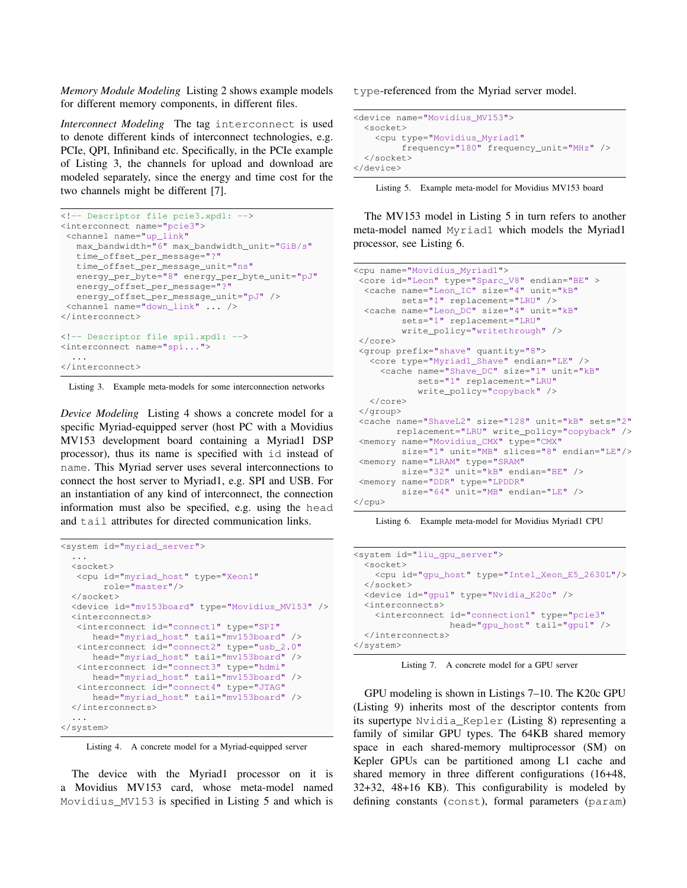*Memory Module Modeling* Listing 2 shows example models for different memory components, in different files.

*Interconnect Modeling* The tag interconnect is used to denote different kinds of interconnect technologies, e.g. PCIe, QPI, Infiniband etc. Specifically, in the PCIe example of Listing 3, the channels for upload and download are modeled separately, since the energy and time cost for the two channels might be different [7].

```
<!-- Descriptor file pcie3.xpdl: -->
<interconnect name="pcie3">
 <channel name="up_link"
   max_bandwidth="6" max_bandwidth_unit="GiB/s"
   time_offset_per_message="?"
   time_offset_per_message_unit="ns"
   energy_per_byte="8" energy_per_byte_unit="pJ"
   energy_offset_per_message="?"
   energy_offset_per_message_unit="pJ" />
 <channel name="down_link" ... />
</interconnect>

<!-- Descriptor file spi1.xpdl: -->
<interconnect name="spi...">
  ...
</interconnect>
```

Listing 3. Example meta-models for some interconnection networks

*Device Modeling* Listing 4 shows a concrete model for a specific Myriad-equipped server (host PC with a Movidius MV153 development board containing a Myriad1 DSP processor), thus its name is specified with id instead of name. This Myriad server uses several interconnections to connect the host server to Myriad1, e.g. SPI and USB. For an instantiation of any kind of interconnect, the connection information must also be specified, e.g. using the head and tail attributes for directed communication links.

```
<system id="myriad_server">
  ...
  <socket>
   <cpu id="myriad_host" type="Xeon1"
        role="master"/>
  </socket>
  <device id="mv153board" type="Movidius_MV153" />
  <interconnects>
   <interconnect id="connect1" type="SPI"
      head="myriad_host" tail="mv153board" />
   <interconnect id="connect2" type="usb_2.0"
      head="myriad_host" tail="mv153board" />
   <interconnect id="connect3" type="hdmi"
      head="myriad_host" tail="mv153board" />
   <interconnect id="connect4" type="JTAG"
      head="myriad_host" tail="mv153board" />
  </interconnects>
  ...
</system>
```

Listing 4. A concrete model for a Myriad-equipped server

The device with the Myriad1 processor on it is a Movidius MV153 card, whose meta-model named Movidius_MV153 is specified in Listing 5 and which is type-referenced from the Myriad server model.

```
<device name="Movidius_MV153">
  <socket>
    <cpu type="Movidius_Myriad1"
         frequency="180" frequency_unit="MHz" />
  </socket>
</device>
```

Listing 5. Example meta-model for Movidius MV153 board

The MV153 model in Listing 5 in turn refers to another meta-model named Myriad1 which models the Myriad1 processor, see Listing 6.

```
<cpu name="Movidius_Myriad1">
 <core id="Leon" type="Sparc_V8" endian="BE" >
  <cache name="Leon_IC" size="4" unit="kB"
         sets="1" replacement="LRU" />
  <cache name="Leon_DC" size="4" unit="kB"
         sets="1" replacement="LRU"
         write_policy="writethrough" />
 </core>
 <group prefix="shave" quantity="8">
   <core type="Myriad1_Shave" endian="LE" />
     <cache name="Shave_DC" size="1" unit="kB"
            sets="1" replacement="LRU"
            write_policy="copyback" />
   </core>
 </group>
 <cache name="ShaveL2" size="128" unit="kB" sets="2"
        replacement="LRU" write_policy="copyback" />
 <memory name="Movidius_CMX" type="CMX"
         size="1" unit="MB" slices="8" endian="LE"/>
 <memory name="LRAM" type="SRAM"
         size="32" unit="kB" endian="BE" />
 <memory name="DDR" type="LPDDR"
         size="64" unit="MB" endian="LE" />
</cpu>
```

Listing 6. Example meta-model for Movidius Myriad1 CPU

```
<system id="liu_gpu_server">
  <socket>
    <cpu id="gpu_host" type="Intel_Xeon_E5_2630L"/>
  </socket>
  <device id="gpu1" type="Nvidia_K20c" />
  <interconnects>
    <interconnect id="connection1" type="pcie3"
                  head="gpu_host" tail="gpu1" />
  </interconnects>
</system>
```

Listing 7. A concrete model for a GPU server

GPU modeling is shown in Listings 7–10. The K20c GPU (Listing 9) inherits most of the descriptor contents from its supertype Nvidia_Kepler (Listing 8) representing a family of similar GPU types. The 64KB shared memory space in each shared-memory multiprocessor (SM) on Kepler GPUs can be partitioned among L1 cache and shared memory in three different configurations (16+48, 32+32, 48+16 KB). This configurability is modeled by defining constants (const), formal parameters (param)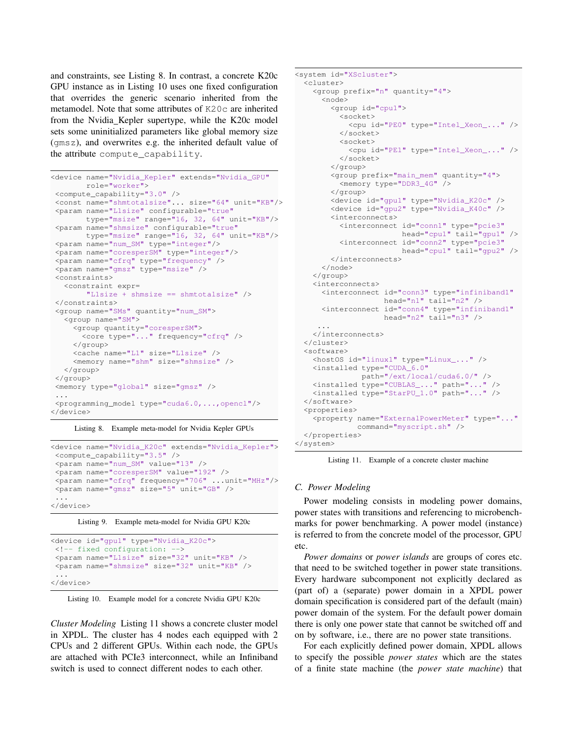and constraints, see Listing 8. In contrast, a concrete K20c GPU instance as in Listing 10 uses one fixed configuration that overrides the generic scenario inherited from the metamodel. Note that some attributes of `K20c` are inherited from the Nvidia_Kepler supertype, while the K20c model sets some uninitialized parameters like global memory size (`gmsz`), and overwrites e.g. the inherited default value of the attribute `compute_capability`.

```
<device name="Nvidia_Kepler" extends="Nvidia_GPU"
        role="worker">
 <compute_capability="3.0" />
 <const name="shmtotalsize"... size="64" unit="KB"/>
 <param name="L1size" configurable="true"
        type="msize" range="16, 32, 64" unit="KB"/>
 <param name="shmsize" configurable="true"
        type="msize" range="16, 32, 64" unit="KB"/>
 <param name="num_SM" type="integer"/>
 <param name="coresperSM" type="integer"/>
 <param name="cfrq" type="frequency" />
 <param name="gmsz" type="msize" />
 <constraints>
   <constraint expr=
        "L1size + shmsize == shmtotalsize" />
 </constraints>
 <group name="SMs" quantity="num_SM">
   <group name="SM">
     <group quantity="coresperSM">
       <core type="..." frequency="cfrq" />
     </group>
     <cache name="L1" size="L1size" />
     <memory name="shm" size="shmsize" />
   </group>
 </group>
 <memory type="global" size="gmsz" />
 ...
 <programming_model type="cuda6.0,...,opencl"/>
</device>
```

Listing 8. Example meta-model for Nvidia Kepler GPUs

```
<device name="Nvidia_K20c" extends="Nvidia_Kepler">
 <compute_capability="3.5" />
 <param name="num_SM" value="13" />
 <param name="coresperSM" value="192" />
 <param name="cfrq" frequency="706" ...unit="MHz"/>
 <param name="gmsz" size="5" unit="GB" />
 ...
</device>
```

Listing 9. Example meta-model for Nvidia GPU K20c

```
<device id="gpu1" type="Nvidia_K20c">
 <!-- fixed configuration: -->
 <param name="L1size" size="32" unit="KB" />
 <param name="shmsize" size="32" unit="KB" />
 ...
</device>
```

Listing 10. Example model for a concrete Nvidia GPU K20c

*Cluster Modeling* Listing 11 shows a concrete cluster model in XPDL. The cluster has 4 nodes each equipped with 2 CPUs and 2 different GPUs. Within each node, the GPUs are attached with PCIe3 interconnect, while an Infiniband switch is used to connect different nodes to each other.

```
<system id="XScluster">
  <cluster>
    <group prefix="n" quantity="4">
      <node>
        <group id="cpu1">
          <socket>
            <cpu id="PE0" type="Intel_Xeon_..." />
          </socket>
          <socket>
            <cpu id="PE1" type="Intel_Xeon_..." />
          </socket>
        </group>
        <group prefix="main_mem" quantity="4">
          <memory type="DDR3_4G" />
        </group>
        <device id="gpu1" type="Nvidia_K20c" />
        <device id="gpu2" type="Nvidia_K40c" />
        <interconnects>
          <interconnect id="conn1" type="pcie3"
                        head="cpu1" tail="gpu1" />
          <interconnect id="conn2" type="pcie3"
                        head="cpu1" tail="gpu2" />
        </interconnects>
      </node>
    </group>
    <interconnects>
      <interconnect id="conn3" type="infiniband1"
                    head="n1" tail="n2" />
      <interconnect id="conn4" type="infiniband1"
                    head="n2" tail="n3" />
     ...
    </interconnects>
  </cluster>
  <software>
    <hostOS id="linux1" type="Linux_..." />
    <installed type="CUDA_6.0"
               path="/ext/local/cuda6.0/" />
    <installed type="CUBLAS_..." path="..." />
    <installed type="StarPU_1.0" path="..." />
  </software>
  <properties>
    <property name="ExternalPowerMeter" type="..."
              command="myscript.sh" />
  </properties>
</system>
```

Listing 11. Example of a concrete cluster machine

### C. Power Modeling

Power modeling consists in modeling power domains, power states with transitions and referencing to microbenchmarks for power benchmarking. A power model (instance) is referred to from the concrete model of the processor, GPU etc.

*Power domains* or *power islands* are groups of cores etc. that need to be switched together in power state transitions. Every hardware subcomponent not explicitly declared as (part of) a (separate) power domain in a XPDL power domain specification is considered part of the default (main) power domain of the system. For the default power domain there is only one power state that cannot be switched off and on by software, i.e., there are no power state transitions.

For each explicitly defined power domain, XPDL allows to specify the possible *power states* which are the states of a finite state machine (the *power state machine*) that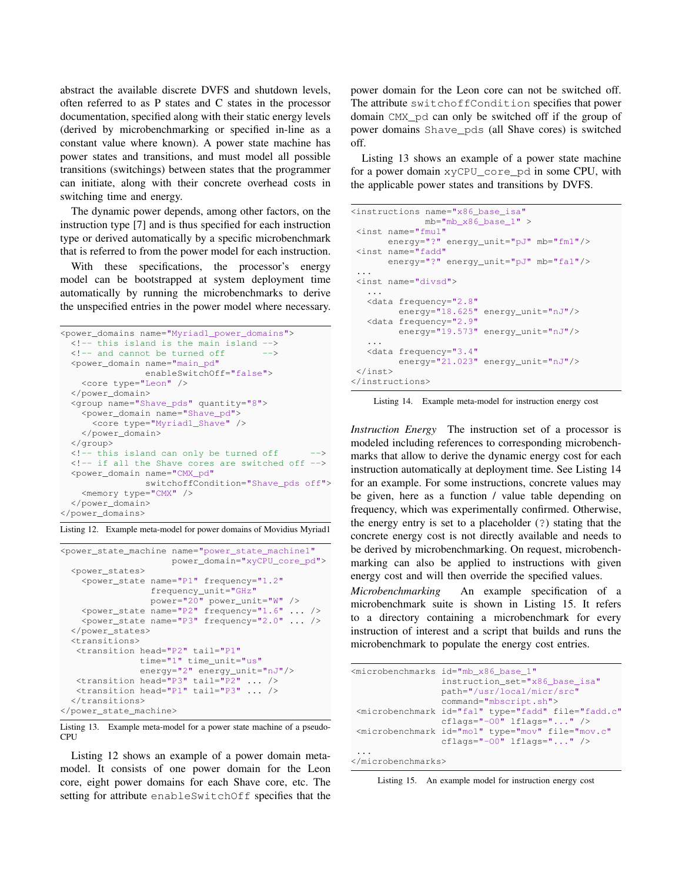abstract the available discrete DVFS and shutdown levels, often referred to as P states and C states in the processor documentation, specified along with their static energy levels (derived by microbenchmarking or specified in-line as a constant value where known). A power state machine has power states and transitions, and must model all possible transitions (switchings) between states that the programmer can initiate, along with their concrete overhead costs in switching time and energy.

The dynamic power depends, among other factors, on the instruction type [7] and is thus specified for each instruction type or derived automatically by a specific microbenchmark that is referred to from the power model for each instruction.

With these specifications, the processor's energy model can be bootstrapped at system deployment time automatically by running the microbenchmarks to derive the unspecified entries in the power model where necessary.

```
<power_domains name="Myriad1_power_domains">
  <!-- this island is the main island -->
  <!-- and cannot be turned off       -->
  <power_domain name="main_pd"
              enableSwitchOff="false">
    <core type="Leon" />
  </power_domain>
  <group name="Shave_pds" quantity="8">
    <power_domain name="Shave_pd">
      <core type="Myriad1_Shave" />
    </power_domain>
  </group>
  <!-- this island can only be turned off      -->
  <!-- if all the Shave cores are switched off -->
  <power_domain name="CMX_pd"
              switchoffCondition="Shave_pds off">
    <memory type="CMX" />
  </power_domain>
</power_domains>
```

Listing 12. Example meta-model for power domains of Movidius Myriad1

```
<power_state_machine name="power_state_machine1"
                    power_domain="xyCPU_core_pd">
  <power_states>
    <power_state name="P1" frequency="1.2"
               frequency_unit="GHz"
               power="20" power_unit="W" />
    <power_state name="P2" frequency="1.6" ... />
    <power_state name="P3" frequency="2.0" ... />
  </power_states>
  <transitions>
   <transition head="P2" tail="P1"
             time="1" time_unit="us"
             energy="2" energy_unit="nJ"/>
   <transition head="P3" tail="P2" ... />
   <transition head="P1" tail="P3" ... />
  </transitions>
</power_state_machine>
```

Listing 13. Example meta-model for a power state machine of a pseudo-CPU

Listing 12 shows an example of a power domain meta-model. It consists of one power domain for the Leon core, eight power domains for each Shave core, etc. The setting for attribute `enableSwitchOff` specifies that the power domain for the Leon core can not be switched off. The attribute `switchoffCondition` specifies that power domain `CMX_pd` can only be switched off if the group of power domains `Shave_pds` (all Shave cores) is switched off.

Listing 13 shows an example of a power state machine for a power domain `xyCPU_core_pd` in some CPU, with the applicable power states and transitions by DVFS.

```
<instructions name="x86_base_isa"
              mb="mb_x86_base_1" >
 <inst name="fmul"
       energy="?" energy_unit="pJ" mb="fm1"/>
 <inst name="fadd"
       energy="?" energy_unit="pJ" mb="fa1"/>
 ...
 <inst name="divsd">
   ...
   <data frequency="2.8"
         energy="18.625" energy_unit="nJ"/>
   <data frequency="2.9"
         energy="19.573" energy_unit="nJ"/>
   ...
   <data frequency="3.4"
         energy="21.023" energy_unit="nJ"/>
 </inst>
</instructions>
```

Listing 14. Example meta-model for instruction energy cost

*Instruction Energy* The instruction set of a processor is modeled including references to corresponding microbenchmarks that allow to derive the dynamic energy cost for each instruction automatically at deployment time. See Listing 14 for an example. For some instructions, concrete values may be given, here as a function / value table depending on frequency, which was experimentally confirmed. Otherwise, the energy entry is set to a placeholder (`?`) stating that the concrete energy cost is not directly available and needs to be derived by microbenchmarking. On request, microbenchmarking can also be applied to instructions with given energy cost and will then override the specified values.

*Microbenchmarking* An example specification of a microbenchmark suite is shown in Listing 15. It refers to a directory containing a microbenchmark for every instruction of interest and a script that builds and runs the microbenchmark to populate the energy cost entries.

```
<microbenchmarks id="mb_x86_base_1"
                 instruction_set="x86_base_isa"
                 path="/usr/local/micr/src"
                 command="mbscript.sh">
 <microbenchmark id="fa1" type="fadd" file="fadd.c"
                 cflags="-O0" lflags="..." />
 <microbenchmark id="mo1" type="mov" file="mov.c"
                 cflags="-O0" lflags="..." />
 ...
</microbenchmarks>
```

Listing 15. An example model for instruction energy cost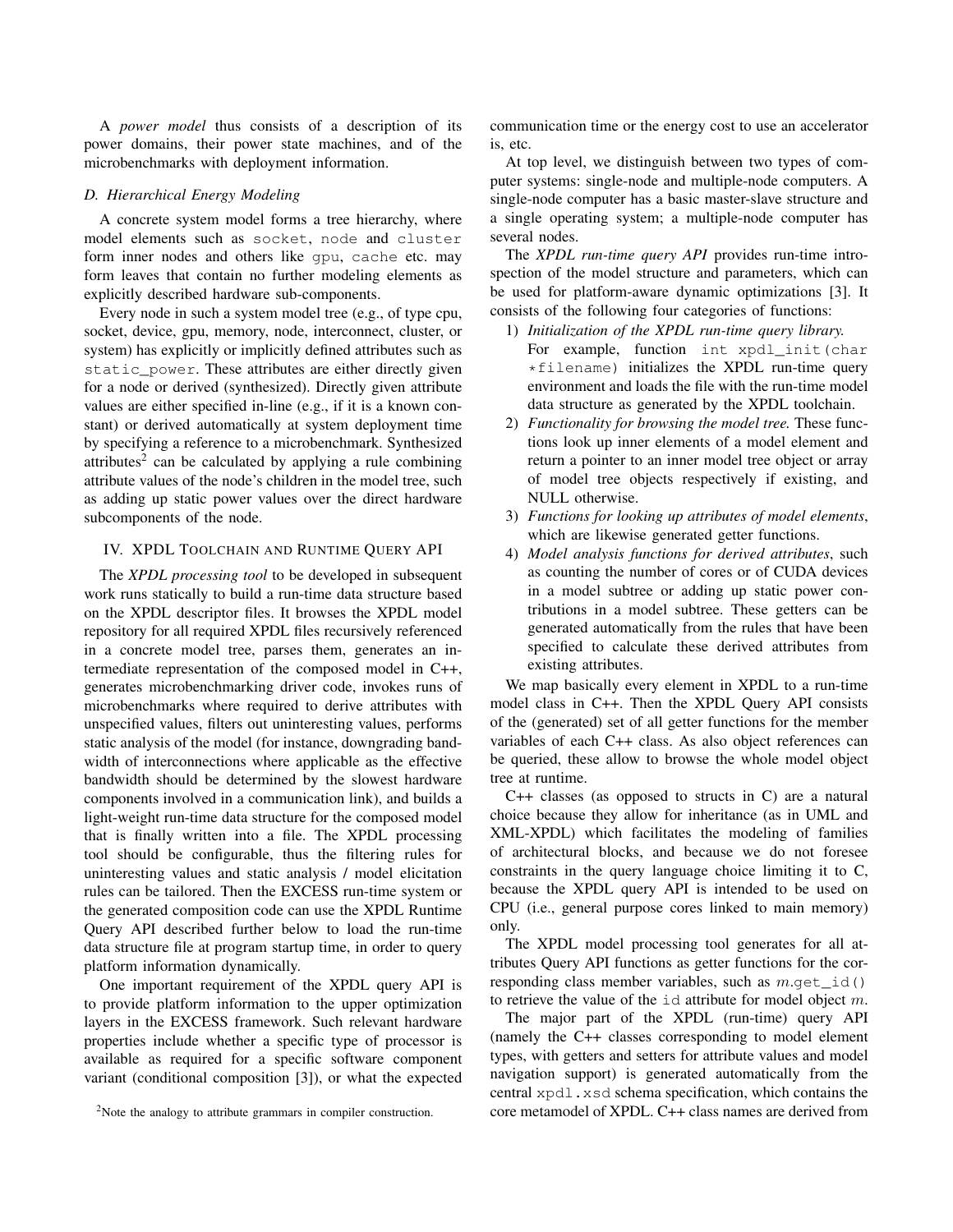A *power model* thus consists of a description of its power domains, their power state machines, and of the microbenchmarks with deployment information.

### D. Hierarchical Energy Modeling

A concrete system model forms a tree hierarchy, where model elements such as `socket`, `node` and `cluster` form inner nodes and others like `gpu`, `cache` etc. may form leaves that contain no further modeling elements as explicitly described hardware sub-components.

Every node in such a system model tree (e.g., of type cpu, socket, device, gpu, memory, node, interconnect, cluster, or system) has explicitly or implicitly defined attributes such as `static_power`. These attributes are either directly given for a node or derived (synthesized). Directly given attribute values are either specified in-line (e.g., if it is a known constant) or derived automatically at system deployment time by specifying a reference to a microbenchmark. Synthesized attributes[2] can be calculated by applying a rule combining attribute values of the node's children in the model tree, such as adding up static power values over the direct hardware subcomponents of the node.

## IV. XPDL Toolchain and Runtime Query API

The *XPDL processing tool* to be developed in subsequent work runs statically to build a run-time data structure based on the XPDL descriptor files. It browses the XPDL model repository for all required XPDL files recursively referenced in a concrete model tree, parses them, generates an intermediate representation of the composed model in C++, generates microbenchmarking driver code, invokes runs of microbenchmarks where required to derive attributes with unspecified values, filters out uninteresting values, performs static analysis of the model (for instance, downgrading bandwidth of interconnections where applicable as the effective bandwidth should be determined by the slowest hardware components involved in a communication link), and builds a light-weight run-time data structure for the composed model that is finally written into a file. The XPDL processing tool should be configurable, thus the filtering rules for uninteresting values and static analysis / model elicitation rules can be tailored. Then the EXCESS run-time system or the generated composition code can use the XPDL Runtime Query API described further below to load the run-time data structure file at program startup time, in order to query platform information dynamically.

One important requirement of the XPDL query API is to provide platform information to the upper optimization layers in the EXCESS framework. Such relevant hardware properties include whether a specific type of processor is available as required for a specific software component variant (conditional composition [3]), or what the expected communication time or the energy cost to use an accelerator is, etc.

At top level, we distinguish between two types of computer systems: single-node and multiple-node computers. A single-node computer has a basic master-slave structure and a single operating system; a multiple-node computer has several nodes.

The *XPDL run-time query API* provides run-time introspection of the model structure and parameters, which can be used for platform-aware dynamic optimizations [3]. It consists of the following four categories of functions:

1) *Initialization of the XPDL run-time query library.* For example, function `int xpdl_init(char *filename)` initializes the XPDL run-time query environment and loads the file with the run-time model data structure as generated by the XPDL toolchain.
2) *Functionality for browsing the model tree.* These functions look up inner elements of a model element and return a pointer to an inner model tree object or array of model tree objects respectively if existing, and NULL otherwise.
3) *Functions for looking up attributes of model elements*, which are likewise generated getter functions.
4) *Model analysis functions for derived attributes*, such as counting the number of cores or of CUDA devices in a model subtree or adding up static power contributions in a model subtree. These getters can be generated automatically from the rules that have been specified to calculate these derived attributes from existing attributes.

We map basically every element in XPDL to a run-time model class in C++. Then the XPDL Query API consists of the (generated) set of all getter functions for the member variables of each C++ class. As also object references can be queried, these allow to browse the whole model object tree at runtime.

C++ classes (as opposed to structs in C) are a natural choice because they allow for inheritance (as in UML and XML-XPDL) which facilitates the modeling of families of architectural blocks, and because we do not foresee constraints in the query language choice limiting it to C, because the XPDL query API is intended to be used on CPU (i.e., general purpose cores linked to main memory) only.

The XPDL model processing tool generates for all attributes Query API functions as getter functions for the corresponding class member variables, such as $m$`.get_id()` to retrieve the value of the `id` attribute for model object $m$.

The major part of the XPDL (run-time) query API (namely the C++ classes corresponding to model element types, with getters and setters for attribute values and model navigation support) is generated automatically from the central `xpdl.xsd` schema specification, which contains the core metamodel of XPDL. C++ class names are derived from

[2] Note the analogy to attribute grammars in compiler construction.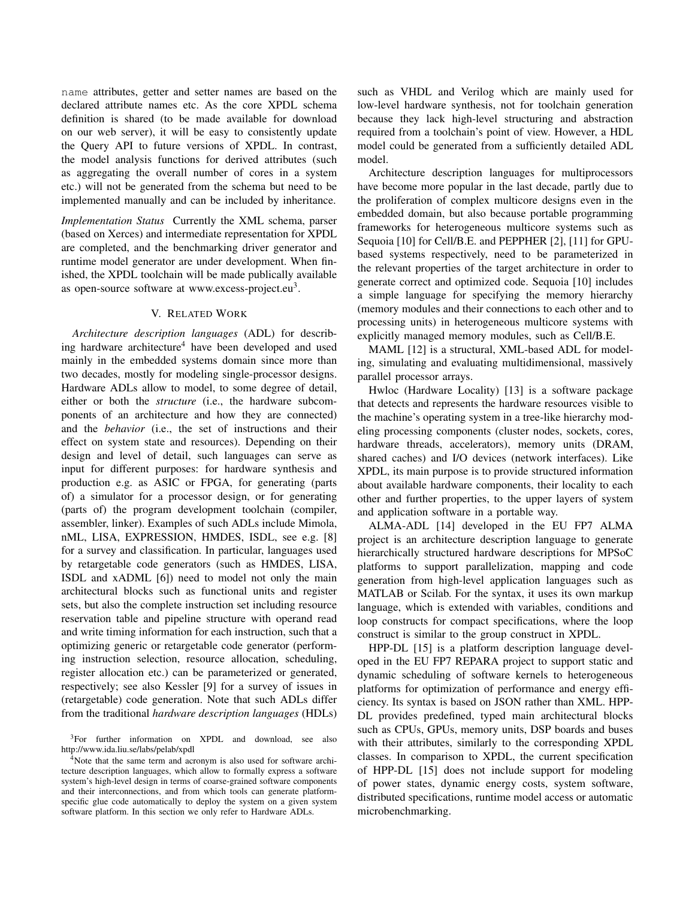name attributes, getter and setter names are based on the declared attribute names etc. As the core XPDL schema definition is shared (to be made available for download on our web server), it will be easy to consistently update the Query API to future versions of XPDL. In contrast, the model analysis functions for derived attributes (such as aggregating the overall number of cores in a system etc.) will not be generated from the schema but need to be implemented manually and can be included by inheritance.

*Implementation Status* Currently the XML schema, parser (based on Xerces) and intermediate representation for XPDL are completed, and the benchmarking driver generator and runtime model generator are under development. When finished, the XPDL toolchain will be made publically available as open-source software at www.excess-project.eu[3].

## V. Related Work

*Architecture description languages* (ADL) for describing hardware architecture[4] have been developed and used mainly in the embedded systems domain since more than two decades, mostly for modeling single-processor designs. Hardware ADLs allow to model, to some degree of detail, either or both the *structure* (i.e., the hardware subcomponents of an architecture and how they are connected) and the *behavior* (i.e., the set of instructions and their effect on system state and resources). Depending on their design and level of detail, such languages can serve as input for different purposes: for hardware synthesis and production e.g. as ASIC or FPGA, for generating (parts of) a simulator for a processor design, or for generating (parts of) the program development toolchain (compiler, assembler, linker). Examples of such ADLs include Mimola, nML, LISA, EXPRESSION, HMDES, ISDL, see e.g. [8] for a survey and classification. In particular, languages used by retargetable code generators (such as HMDES, LISA, ISDL and xADML [6]) need to model not only the main architectural blocks such as functional units and register sets, but also the complete instruction set including resource reservation table and pipeline structure with operand read and write timing information for each instruction, such that a optimizing generic or retargetable code generator (performing instruction selection, resource allocation, scheduling, register allocation etc.) can be parameterized or generated, respectively; see also Kessler [9] for a survey of issues in (retargetable) code generation. Note that such ADLs differ from the traditional *hardware description languages* (HDLs) such as VHDL and Verilog which are mainly used for low-level hardware synthesis, not for toolchain generation because they lack high-level structuring and abstraction required from a toolchain's point of view. However, a HDL model could be generated from a sufficiently detailed ADL model.

Architecture description languages for multiprocessors have become more popular in the last decade, partly due to the proliferation of complex multicore designs even in the embedded domain, but also because portable programming frameworks for heterogeneous multicore systems such as Sequoia [10] for Cell/B.E. and PEPPHER [2], [11] for GPU-based systems respectively, need to be parameterized in the relevant properties of the target architecture in order to generate correct and optimized code. Sequoia [10] includes a simple language for specifying the memory hierarchy (memory modules and their connections to each other and to processing units) in heterogeneous multicore systems with explicitly managed memory modules, such as Cell/B.E.

MAML [12] is a structural, XML-based ADL for modeling, simulating and evaluating multidimensional, massively parallel processor arrays.

Hwloc (Hardware Locality) [13] is a software package that detects and represents the hardware resources visible to the machine's operating system in a tree-like hierarchy modeling processing components (cluster nodes, sockets, cores, hardware threads, accelerators), memory units (DRAM, shared caches) and I/O devices (network interfaces). Like XPDL, its main purpose is to provide structured information about available hardware components, their locality to each other and further properties, to the upper layers of system and application software in a portable way.

ALMA-ADL [14] developed in the EU FP7 ALMA project is an architecture description language to generate hierarchically structured hardware descriptions for MPSoC platforms to support parallelization, mapping and code generation from high-level application languages such as MATLAB or Scilab. For the syntax, it uses its own markup language, which is extended with variables, conditions and loop constructs for compact specifications, where the loop construct is similar to the group construct in XPDL.

HPP-DL [15] is a platform description language developed in the EU FP7 REPARA project to support static and dynamic scheduling of software kernels to heterogeneous platforms for optimization of performance and energy efficiency. Its syntax is based on JSON rather than XML. HPP-DL provides predefined, typed main architectural blocks such as CPUs, GPUs, memory units, DSP boards and buses with their attributes, similarly to the corresponding XPDL classes. In comparison to XPDL, the current specification of HPP-DL [15] does not include support for modeling of power states, dynamic energy costs, system software, distributed specifications, runtime model access or automatic microbenchmarking.

---

[3] For further information on XPDL and download, see also http://www.ida.liu.se/labs/pelab/xpdl

[4] Note that the same term and acronym is also used for software architecture description languages, which allow to formally express a software system's high-level design in terms of coarse-grained software components and their interconnections, and from which tools can generate platform-specific glue code automatically to deploy the system on a given system software platform. In this section we only refer to Hardware ADLs.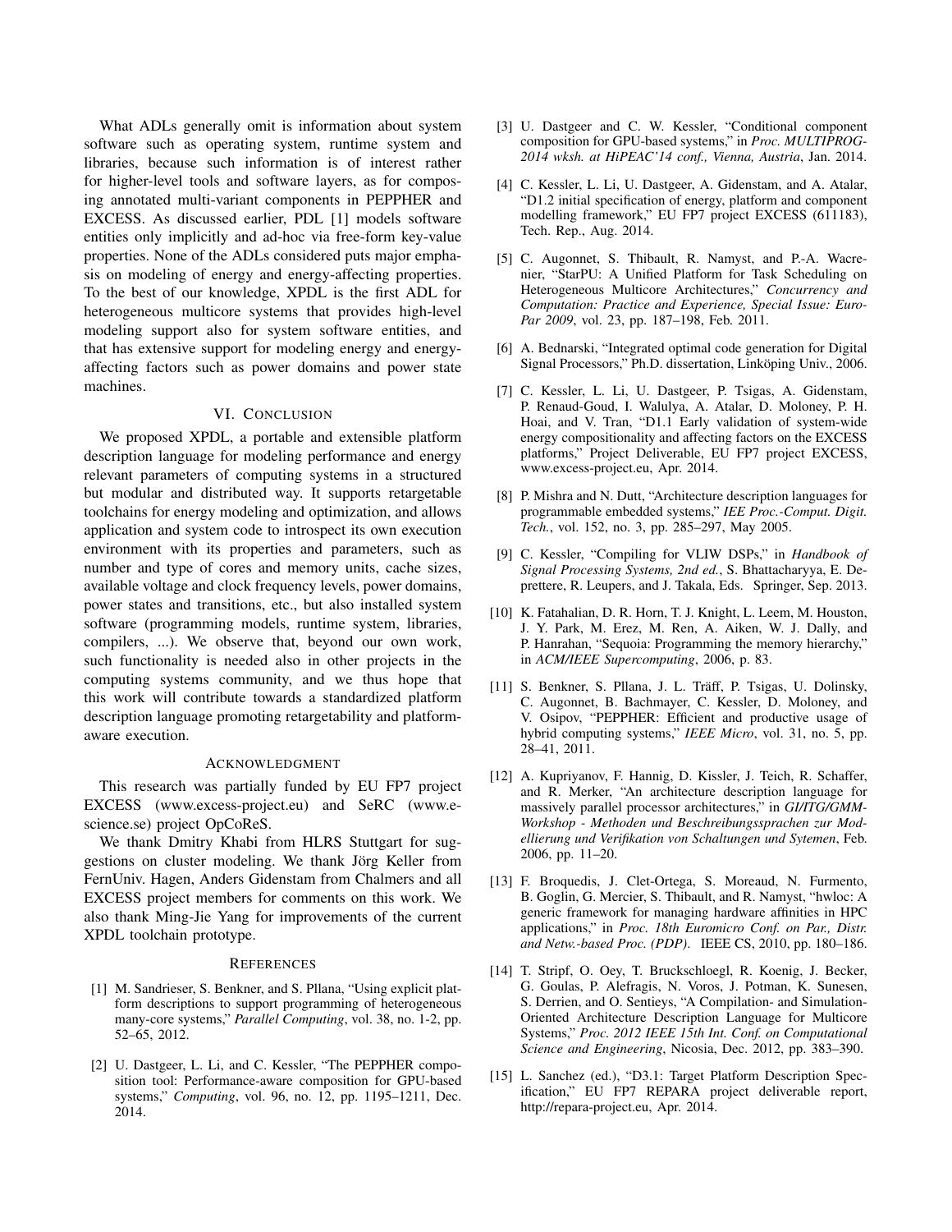What ADLs generally omit is information about system software such as operating system, runtime system and libraries, because such information is of interest rather for higher-level tools and software layers, as for composing annotated multi-variant components in PEPPHER and EXCESS. As discussed earlier, PDL [1] models software entities only implicitly and ad-hoc via free-form key-value properties. None of the ADLs considered puts major emphasis on modeling of energy and energy-affecting properties. To the best of our knowledge, XPDL is the first ADL for heterogeneous multicore systems that provides high-level modeling support also for system software entities, and that has extensive support for modeling energy and energy-affecting factors such as power domains and power state machines.

## VI. Conclusion

We proposed XPDL, a portable and extensible platform description language for modeling performance and energy relevant parameters of computing systems in a structured but modular and distributed way. It supports retargetable toolchains for energy modeling and optimization, and allows application and system code to introspect its own execution environment with its properties and parameters, such as number and type of cores and memory units, cache sizes, available voltage and clock frequency levels, power domains, power states and transitions, etc., but also installed system software (programming models, runtime system, libraries, compilers, ...). We observe that, beyond our own work, such functionality is needed also in other projects in the computing systems community, and we thus hope that this work will contribute towards a standardized platform description language promoting retargetability and platform-aware execution.

## Acknowledgment

This research was partially funded by EU FP7 project EXCESS (www.excess-project.eu) and SeRC (www.e-science.se) project OpCoReS.

We thank Dmitry Khabi from HLRS Stuttgart for suggestions on cluster modeling. We thank Jörg Keller from FernUniv. Hagen, Anders Gidenstam from Chalmers and all EXCESS project members for comments on this work. We also thank Ming-Jie Yang for improvements of the current XPDL toolchain prototype.

## References

[1] M. Sandrieser, S. Benkner, and S. Pllana, "Using explicit platform descriptions to support programming of heterogeneous many-core systems," *Parallel Computing*, vol. 38, no. 1-2, pp. 52–65, 2012.

[2] U. Dastgeer, L. Li, and C. Kessler, "The PEPPHER composition tool: Performance-aware composition for GPU-based systems," *Computing*, vol. 96, no. 12, pp. 1195–1211, Dec. 2014.

[3] U. Dastgeer and C. W. Kessler, "Conditional component composition for GPU-based systems," in *Proc. MULTIPROG-2014 wksh. at HiPEAC'14 conf., Vienna, Austria*, Jan. 2014.

[4] C. Kessler, L. Li, U. Dastgeer, A. Gidenstam, and A. Atalar, "D1.2 initial specification of energy, platform and component modelling framework," EU FP7 project EXCESS (611183), Tech. Rep., Aug. 2014.

[5] C. Augonnet, S. Thibault, R. Namyst, and P.-A. Wacrenier, "StarPU: A Unified Platform for Task Scheduling on Heterogeneous Multicore Architectures," *Concurrency and Computation: Practice and Experience, Special Issue: Euro-Par 2009*, vol. 23, pp. 187–198, Feb. 2011.

[6] A. Bednarski, "Integrated optimal code generation for Digital Signal Processors," Ph.D. dissertation, Linköping Univ., 2006.

[7] C. Kessler, L. Li, U. Dastgeer, P. Tsigas, A. Gidenstam, P. Renaud-Goud, I. Walulya, A. Atalar, D. Moloney, P. H. Hoai, and V. Tran, "D1.1 Early validation of system-wide energy compositionality and affecting factors on the EXCESS platforms," Project Deliverable, EU FP7 project EXCESS, www.excess-project.eu, Apr. 2014.

[8] P. Mishra and N. Dutt, "Architecture description languages for programmable embedded systems," *IEE Proc.-Comput. Digit. Tech.*, vol. 152, no. 3, pp. 285–297, May 2005.

[9] C. Kessler, "Compiling for VLIW DSPs," in *Handbook of Signal Processing Systems, 2nd ed.*, S. Bhattacharyya, E. Deprettere, R. Leupers, and J. Takala, Eds. Springer, Sep. 2013.

[10] K. Fatahalian, D. R. Horn, T. J. Knight, L. Leem, M. Houston, J. Y. Park, M. Erez, M. Ren, A. Aiken, W. J. Dally, and P. Hanrahan, "Sequoia: Programming the memory hierarchy," in *ACM/IEEE Supercomputing*, 2006, p. 83.

[11] S. Benkner, S. Pllana, J. L. Träff, P. Tsigas, U. Dolinsky, C. Augonnet, B. Bachmayer, C. Kessler, D. Moloney, and V. Osipov, "PEPPHER: Efficient and productive usage of hybrid computing systems," *IEEE Micro*, vol. 31, no. 5, pp. 28–41, 2011.

[12] A. Kupriyanov, F. Hannig, D. Kissler, J. Teich, R. Schaffer, and R. Merker, "An architecture description language for massively parallel processor architectures," in *GI/ITG/GMM-Workshop - Methoden und Beschreibungssprachen zur Modellierung und Verifikation von Schaltungen und Sytemen*, Feb. 2006, pp. 11–20.

[13] F. Broquedis, J. Clet-Ortega, S. Moreaud, N. Furmento, B. Goglin, G. Mercier, S. Thibault, and R. Namyst, "hwloc: A generic framework for managing hardware affinities in HPC applications," in *Proc. 18th Euromicro Conf. on Par., Distr. and Netw.-based Proc. (PDP)*. IEEE CS, 2010, pp. 180–186.

[14] T. Stripf, O. Oey, T. Bruckschloegl, R. Koenig, J. Becker, G. Goulas, P. Alefragis, N. Voros, J. Potman, K. Sunesen, S. Derrien, and O. Sentieys, "A Compilation- and Simulation-Oriented Architecture Description Language for Multicore Systems," *Proc. 2012 IEEE 15th Int. Conf. on Computational Science and Engineering*, Nicosia, Dec. 2012, pp. 383–390.

[15] L. Sanchez (ed.), "D3.1: Target Platform Description Specification," EU FP7 REPARA project deliverable report, http://repara-project.eu, Apr. 2014.